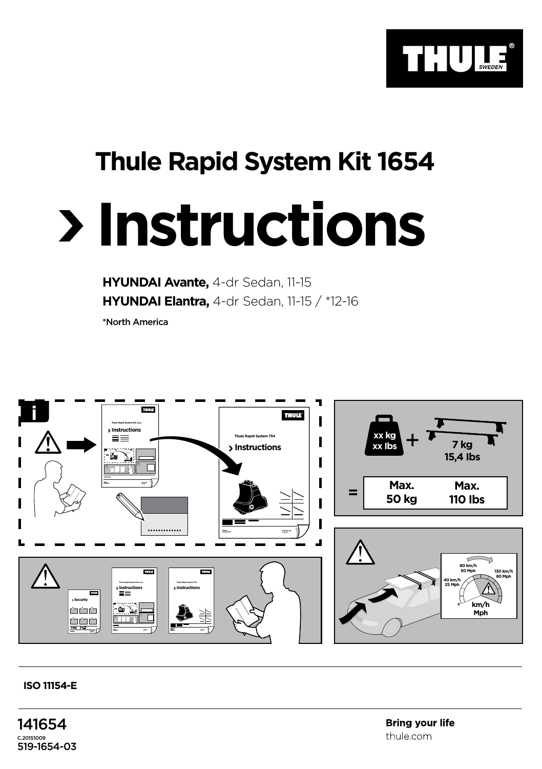# Thule Rapid System Kit 1654

# › Instructions

**HYUNDAI Avante,** 4-dr Sedan, 11-15

**HYUNDAI Elantra,** 4-dr Sedan, 11-15 / *12-16

*North America

i

Thule Rapid System Kit xxxx

› Instructions

Thule Rapid System 754

› Instructions

xx kg
xx lbs

+

7 kg
15,4 lbs

=

| Max. 50 kg | Max. 110 lbs |
|---|---|

› Security

Thule Rapid System Kit xxxx

› Instructions

Thule Rapid System 754

› Instructions

40 km/h
25 Mph

80 km/h
50 Mph

130 km/h
80 Mph

0

km/h
Mph

**ISO 11154-E**

141654

C.20151009

519-1654-03

**Bring your life**

thule.com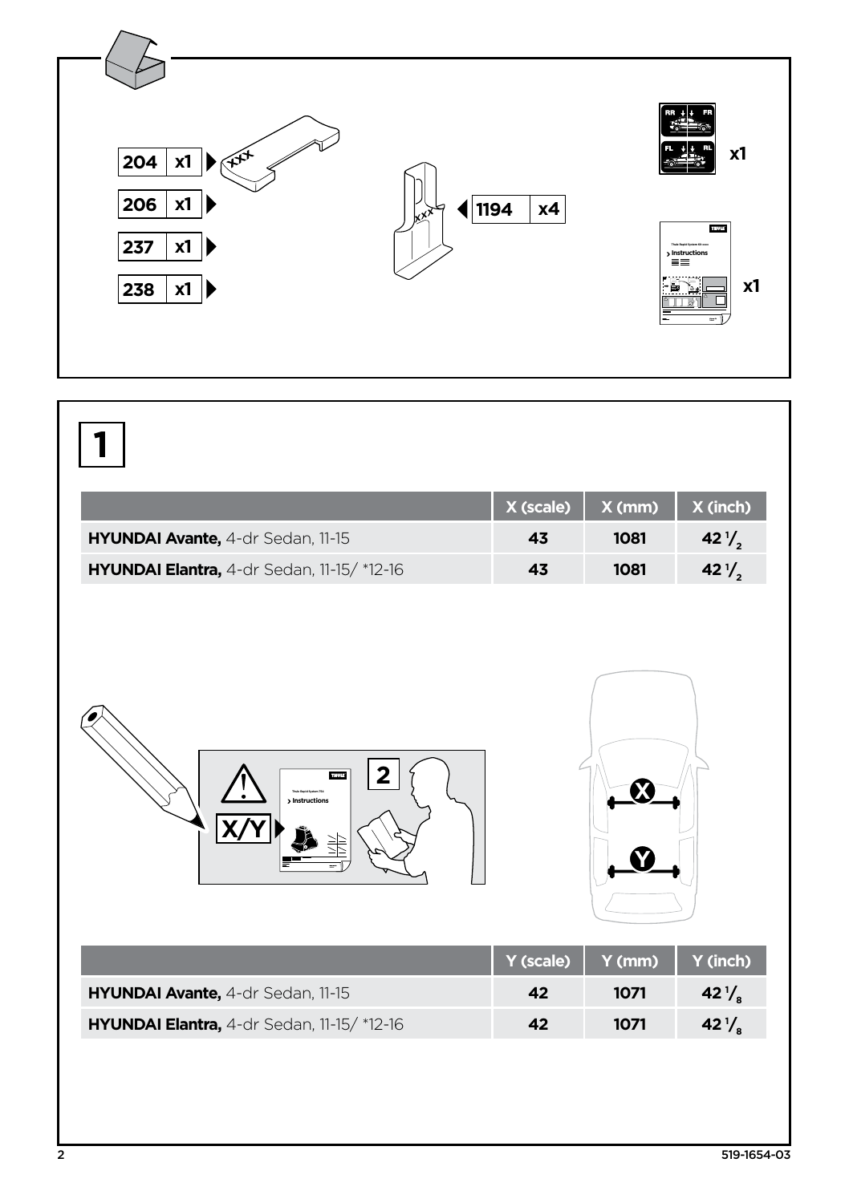| 204 | x1 |
|---|---|
| 206 | x1 |
| 237 | x1 |
| 238 | x1 |

| 1194 | x4 |
|---|---|

x1

x1

**1**

| | X (scale) | X (mm) | X (inch) |
|---|---|---|---|
| **HYUNDAI Avante,** 4-dr Sedan, 11-15 | 43 | 1081 | 42 $^1/_2$ |
| **HYUNDAI Elantra,** 4-dr Sedan, 11-15/ *12-16 | 43 | 1081 | 42 $^1/_2$ |

X/Y

2

X

Y

| | Y (scale) | Y (mm) | Y (inch) |
|---|---|---|---|
| **HYUNDAI Avante,** 4-dr Sedan, 11-15 | 42 | 1071 | 42 $^1/_8$ |
| **HYUNDAI Elantra,** 4-dr Sedan, 11-15/ *12-16 | 42 | 1071 | 42 $^1/_8$ |

519-1654-03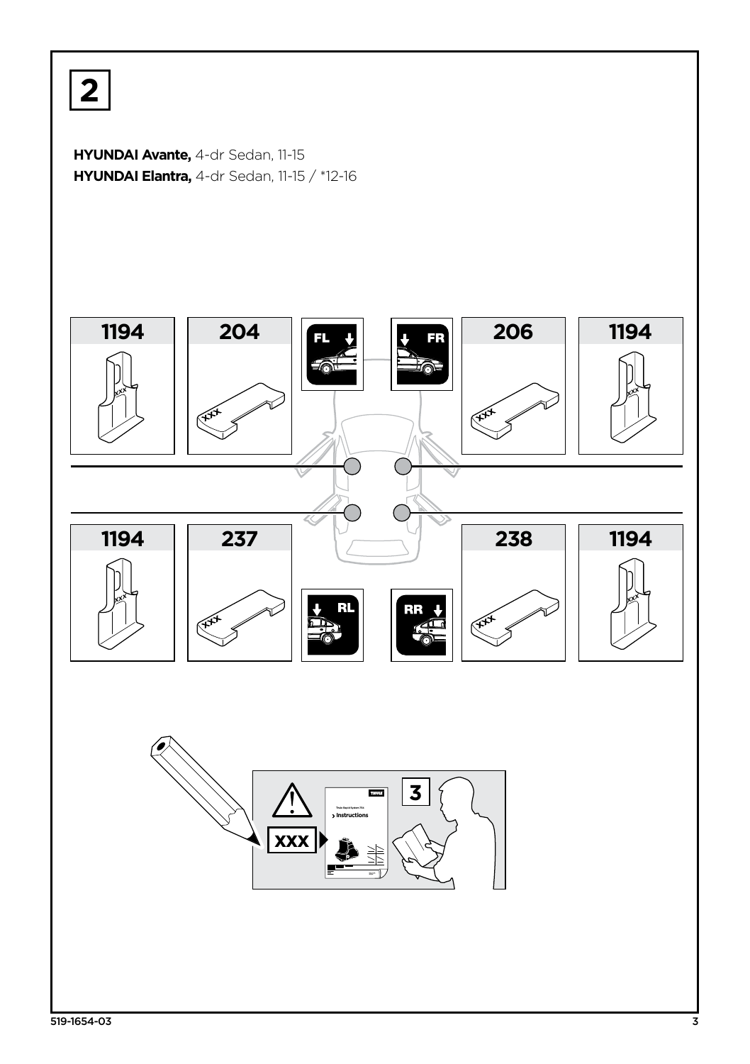# 2

**HYUNDAI Avante,** 4-dr Sedan, 11-15
**HYUNDAI Elantra,** 4-dr Sedan, 11-15 / *12-16

| 1194 | 204 | FL | FR | 206 | 1194 |
|---|---|---|---|---|---|
| 1194 | 237 | RL | RR | 238 | 1194 |

XXX

3

Instructions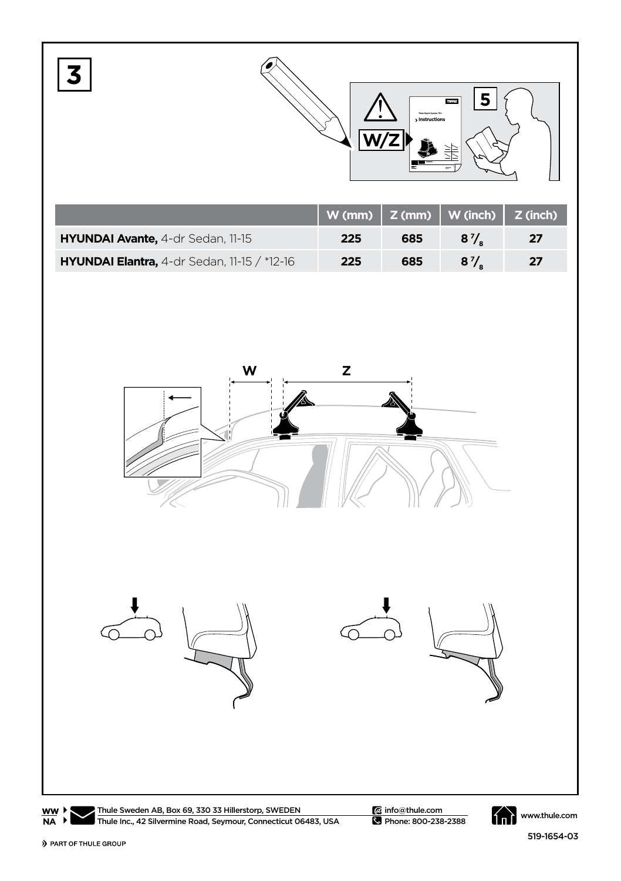# 3

⚠ W/Z ▶ 5

Thule Rapid System 754
› Instructions

| | W (mm) | Z (mm) | W (inch) | Z (inch) |
|---|---|---|---|---|
| **HYUNDAI Avante,** 4-dr Sedan, 11-15 | 225 | 685 | $8\,^7/_8$ | 27 |
| **HYUNDAI Elantra,** 4-dr Sedan, 11-15 / *12-16 | 225 | 685 | $8\,^7/_8$ | 27 |

W

Z

WW ▶ Thule Sweden AB, Box 69, 330 33 Hillerstorp, SWEDEN
NA ▶ Thule Inc., 42 Silvermine Road, Seymour, Connecticut 06483, USA

info@thule.com
Phone: 800-238-2388

www.thule.com

519-1654-03

» PART OF THULE GROUP